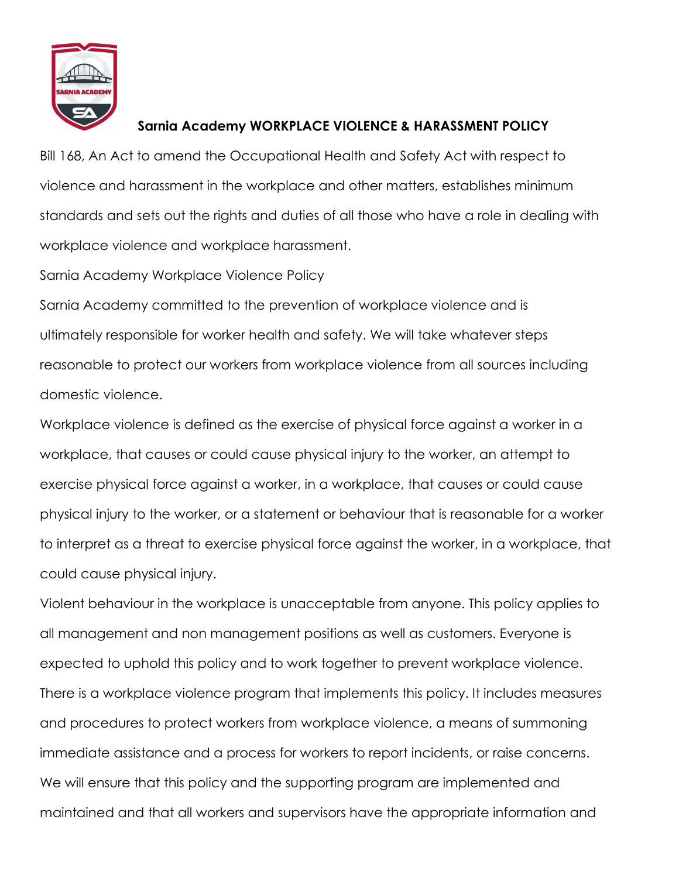# Sarnia Academy WORKPLACE VIOLENCE & HARASSMENT POLICY

Bill 168, An Act to amend the Occupational Health and Safety Act with respect to violence and harassment in the workplace and other matters, establishes minimum standards and sets out the rights and duties of all those who have a role in dealing with workplace violence and workplace harassment.

Sarnia Academy Workplace Violence Policy

Sarnia Academy committed to the prevention of workplace violence and is ultimately responsible for worker health and safety. We will take whatever steps reasonable to protect our workers from workplace violence from all sources including domestic violence.

Workplace violence is defined as the exercise of physical force against a worker in a workplace, that causes or could cause physical injury to the worker, an attempt to exercise physical force against a worker, in a workplace, that causes or could cause physical injury to the worker, or a statement or behaviour that is reasonable for a worker to interpret as a threat to exercise physical force against the worker, in a workplace, that could cause physical injury.

Violent behaviour in the workplace is unacceptable from anyone. This policy applies to all management and non management positions as well as customers. Everyone is expected to uphold this policy and to work together to prevent workplace violence.

There is a workplace violence program that implements this policy. It includes measures and procedures to protect workers from workplace violence, a means of summoning immediate assistance and a process for workers to report incidents, or raise concerns.

We will ensure that this policy and the supporting program are implemented and maintained and that all workers and supervisors have the appropriate information and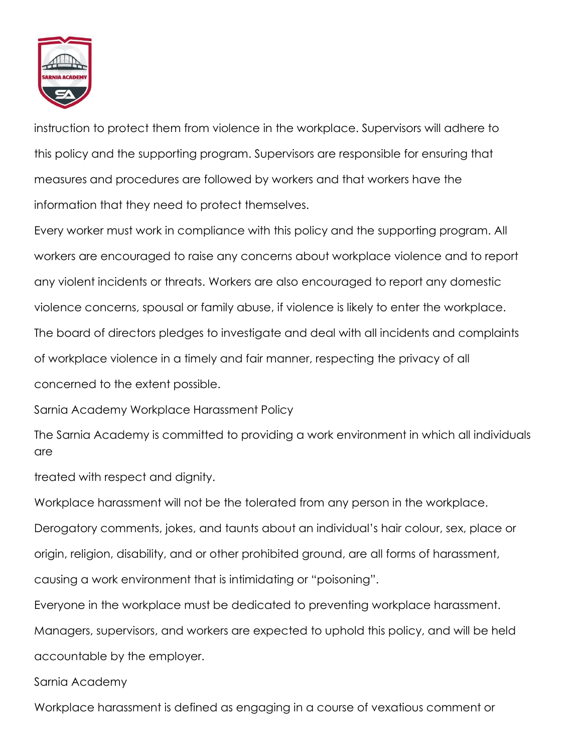instruction to protect them from violence in the workplace. Supervisors will adhere to this policy and the supporting program. Supervisors are responsible for ensuring that measures and procedures are followed by workers and that workers have the information that they need to protect themselves.

Every worker must work in compliance with this policy and the supporting program. All workers are encouraged to raise any concerns about workplace violence and to report any violent incidents or threats. Workers are also encouraged to report any domestic violence concerns, spousal or family abuse, if violence is likely to enter the workplace.

The board of directors pledges to investigate and deal with all incidents and complaints of workplace violence in a timely and fair manner, respecting the privacy of all concerned to the extent possible.

Sarnia Academy Workplace Harassment Policy

The Sarnia Academy is committed to providing a work environment in which all individuals are

treated with respect and dignity.

Workplace harassment will not be the tolerated from any person in the workplace. Derogatory comments, jokes, and taunts about an individual's hair colour, sex, place or origin, religion, disability, and or other prohibited ground, are all forms of harassment, causing a work environment that is intimidating or "poisoning".

Everyone in the workplace must be dedicated to preventing workplace harassment. Managers, supervisors, and workers are expected to uphold this policy, and will be held accountable by the employer.

Sarnia Academy

Workplace harassment is defined as engaging in a course of vexatious comment or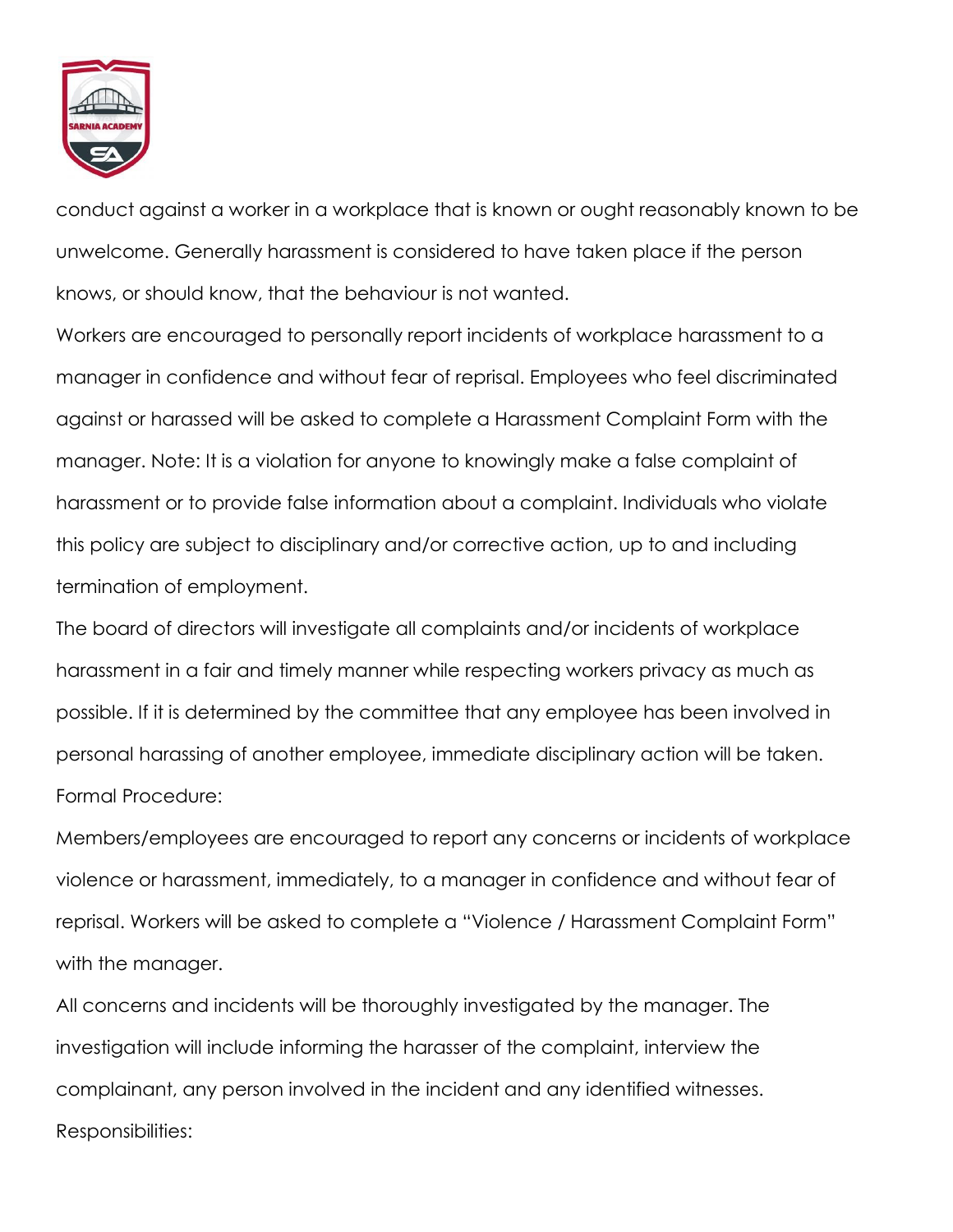conduct against a worker in a workplace that is known or ought reasonably known to be unwelcome. Generally harassment is considered to have taken place if the person knows, or should know, that the behaviour is not wanted.

Workers are encouraged to personally report incidents of workplace harassment to a manager in confidence and without fear of reprisal. Employees who feel discriminated against or harassed will be asked to complete a Harassment Complaint Form with the manager. Note: It is a violation for anyone to knowingly make a false complaint of harassment or to provide false information about a complaint. Individuals who violate this policy are subject to disciplinary and/or corrective action, up to and including termination of employment.

The board of directors will investigate all complaints and/or incidents of workplace harassment in a fair and timely manner while respecting workers privacy as much as possible. If it is determined by the committee that any employee has been involved in personal harassing of another employee, immediate disciplinary action will be taken.

Formal Procedure:

Members/employees are encouraged to report any concerns or incidents of workplace violence or harassment, immediately, to a manager in confidence and without fear of reprisal. Workers will be asked to complete a "Violence / Harassment Complaint Form" with the manager.

All concerns and incidents will be thoroughly investigated by the manager. The investigation will include informing the harasser of the complaint, interview the complainant, any person involved in the incident and any identified witnesses.

Responsibilities: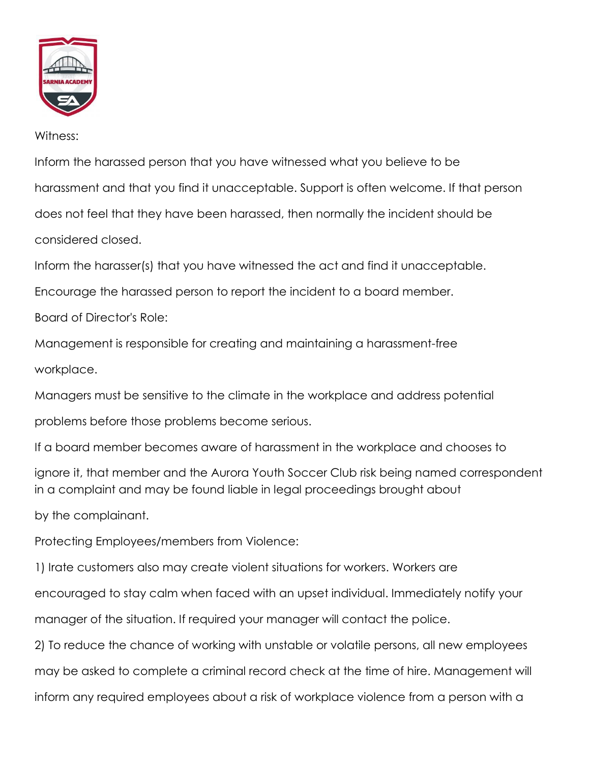Witness:

Inform the harassed person that you have witnessed what you believe to be harassment and that you find it unacceptable. Support is often welcome. If that person does not feel that they have been harassed, then normally the incident should be considered closed.

Inform the harasser(s) that you have witnessed the act and find it unacceptable.

Encourage the harassed person to report the incident to a board member.

Board of Director's Role:

Management is responsible for creating and maintaining a harassment-free workplace.

Managers must be sensitive to the climate in the workplace and address potential problems before those problems become serious.

If a board member becomes aware of harassment in the workplace and chooses to ignore it, that member and the Aurora Youth Soccer Club risk being named correspondent in a complaint and may be found liable in legal proceedings brought about by the complainant.

Protecting Employees/members from Violence:

1) Irate customers also may create violent situations for workers. Workers are encouraged to stay calm when faced with an upset individual. Immediately notify your manager of the situation. If required your manager will contact the police.

2) To reduce the chance of working with unstable or volatile persons, all new employees may be asked to complete a criminal record check at the time of hire. Management will inform any required employees about a risk of workplace violence from a person with a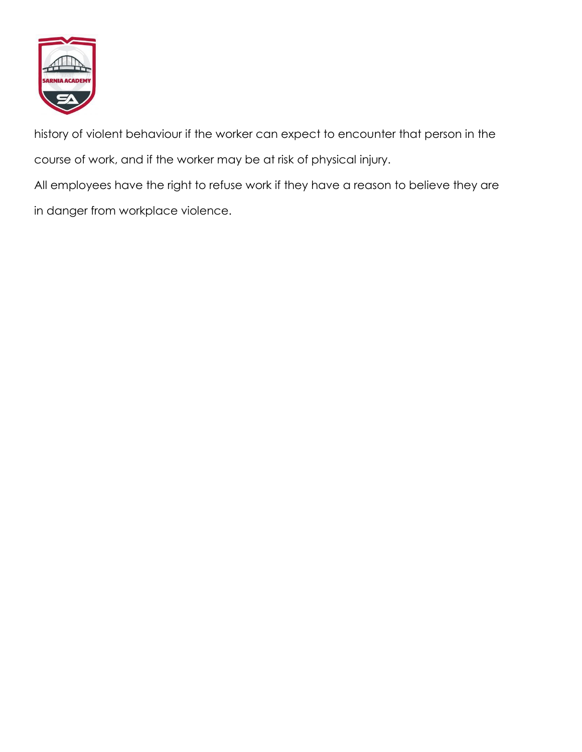history of violent behaviour if the worker can expect to encounter that person in the course of work, and if the worker may be at risk of physical injury.

All employees have the right to refuse work if they have a reason to believe they are in danger from workplace violence.